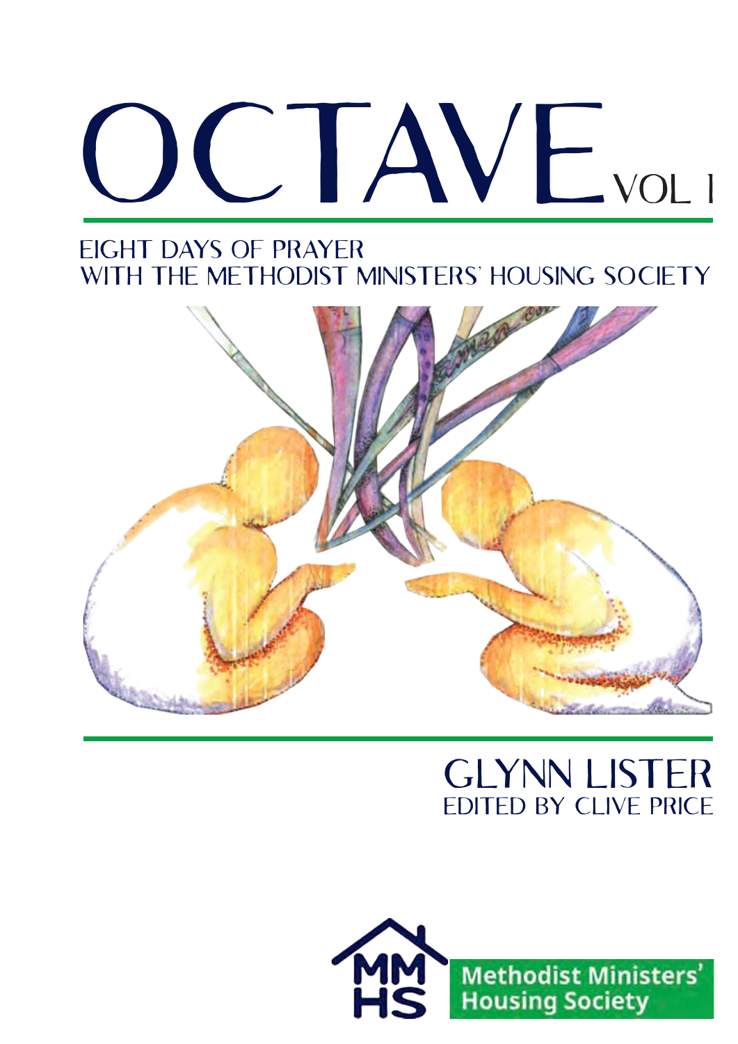# OCTAVE VOL I

## EIGHT DAYS OF PRAYER WITH THE METHODIST MINISTERS' HOUSING SOCIETY

**GLYNN LISTER**

EDITED BY CLIVE PRICE

MMHS Methodist Ministers' Housing Society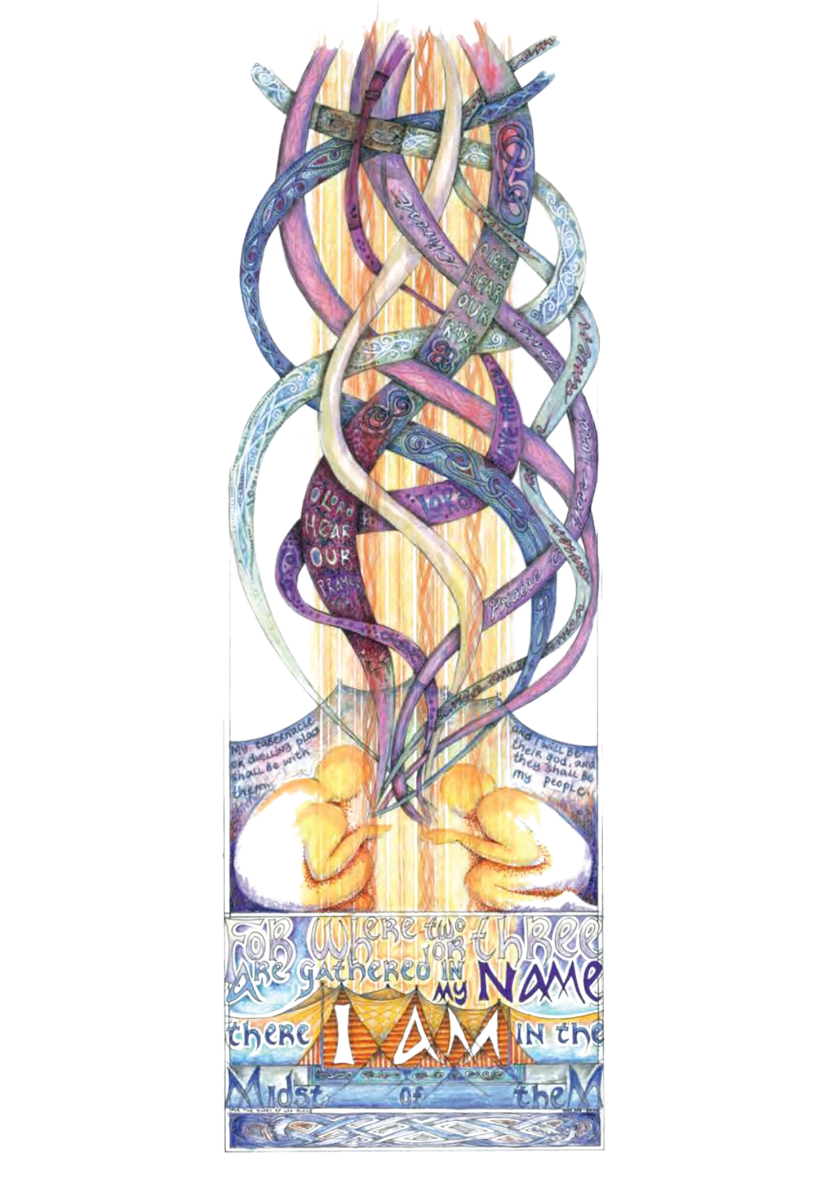My tabernacle or dwelling place shall be with them.

and I will be their god, and they shall be my people.

FOR WHERE two OR THREE ARE GATHERED IN MY NAME there I AM IN the Midst of theM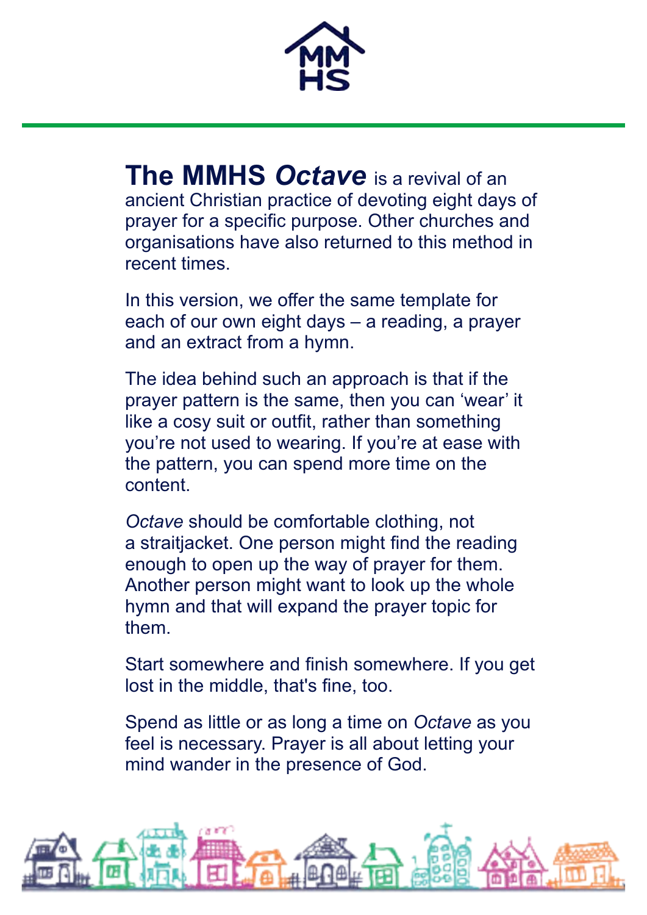**The MMHS *Octave*** is a revival of an ancient Christian practice of devoting eight days of prayer for a specific purpose. Other churches and organisations have also returned to this method in recent times.

In this version, we offer the same template for each of our own eight days – a reading, a prayer and an extract from a hymn.

The idea behind such an approach is that if the prayer pattern is the same, then you can 'wear' it like a cosy suit or outfit, rather than something you're not used to wearing. If you're at ease with the pattern, you can spend more time on the content.

*Octave* should be comfortable clothing, not a straitjacket. One person might find the reading enough to open up the way of prayer for them. Another person might want to look up the whole hymn and that will expand the prayer topic for them.

Start somewhere and finish somewhere. If you get lost in the middle, that's fine, too.

Spend as little or as long a time on *Octave* as you feel is necessary. Prayer is all about letting your mind wander in the presence of God.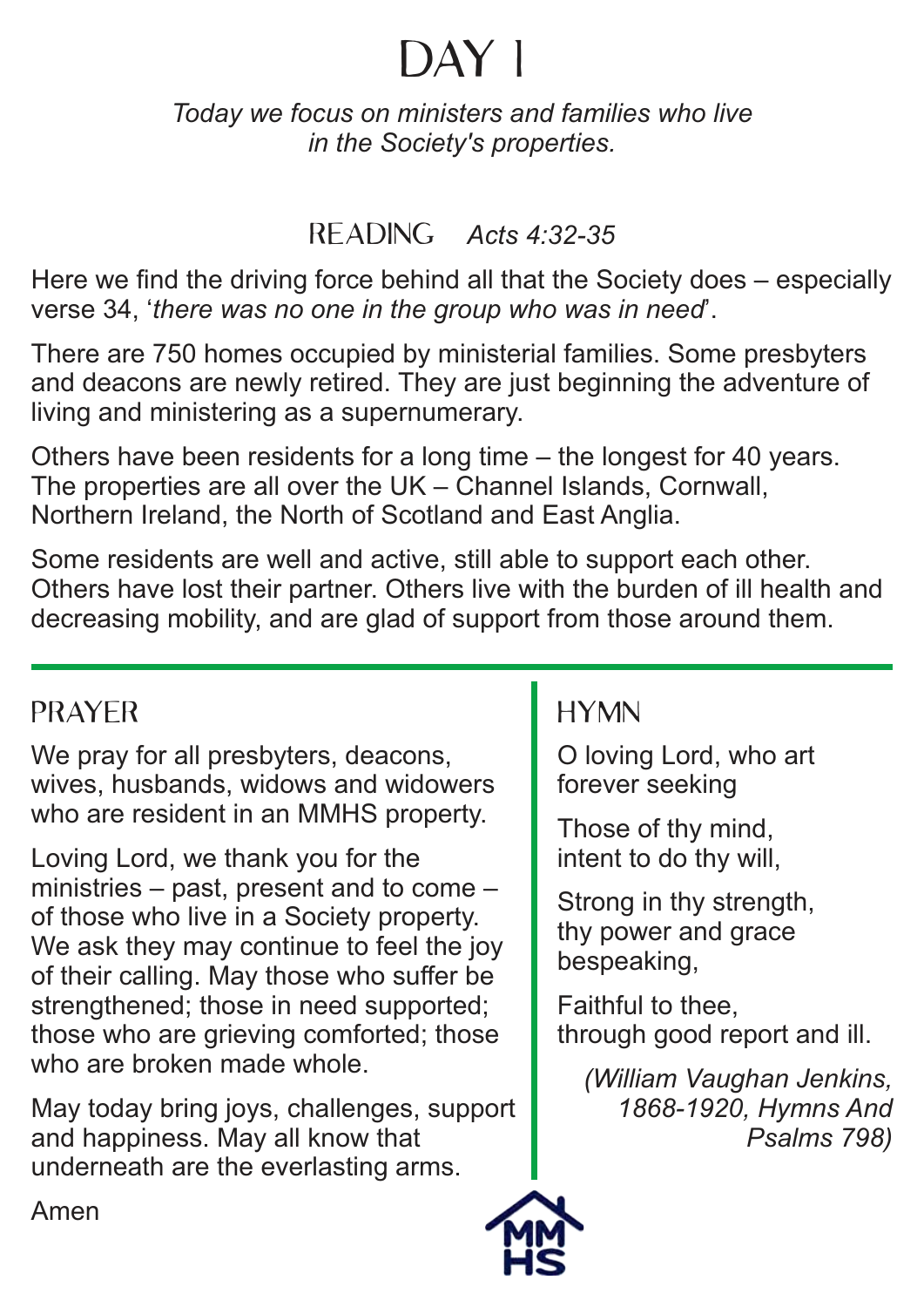# DAY 1

*Today we focus on ministers and families who live in the Society's properties.*

## READING *Acts 4:32-35*

Here we find the driving force behind all that the Society does – especially verse 34, '*there was no one in the group who was in need*'.

There are 750 homes occupied by ministerial families. Some presbyters and deacons are newly retired. They are just beginning the adventure of living and ministering as a supernumerary.

Others have been residents for a long time – the longest for 40 years. The properties are all over the UK – Channel Islands, Cornwall, Northern Ireland, the North of Scotland and East Anglia.

Some residents are well and active, still able to support each other. Others have lost their partner. Others live with the burden of ill health and decreasing mobility, and are glad of support from those around them.

## PRAYER

We pray for all presbyters, deacons, wives, husbands, widows and widowers who are resident in an MMHS property.

Loving Lord, we thank you for the ministries – past, present and to come – of those who live in a Society property. We ask they may continue to feel the joy of their calling. May those who suffer be strengthened; those in need supported; those who are grieving comforted; those who are broken made whole.

May today bring joys, challenges, support and happiness. May all know that underneath are the everlasting arms.

Amen

## HYMN

O loving Lord, who art
forever seeking

Those of thy mind,
intent to do thy will,

Strong in thy strength,
thy power and grace
bespeaking,

Faithful to thee,
through good report and ill.

*(William Vaughan Jenkins, 1868-1920, Hymns And Psalms 798)*

MMHS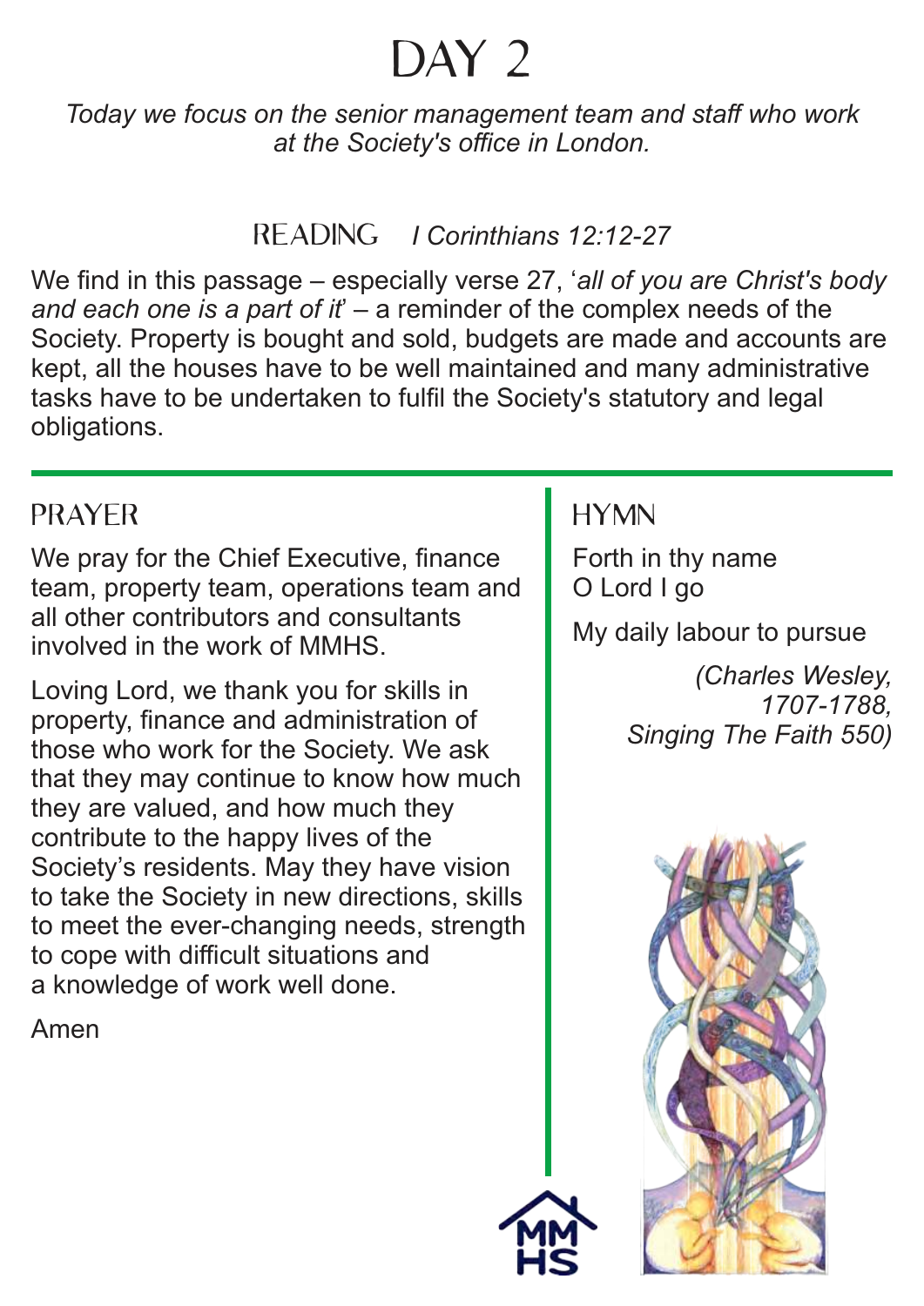# DAY 2

*Today we focus on the senior management team and staff who work at the Society's office in London.*

## READING *I Corinthians 12:12-27*

We find in this passage – especially verse 27, '*all of you are Christ's body and each one is a part of it*' – a reminder of the complex needs of the Society. Property is bought and sold, budgets are made and accounts are kept, all the houses have to be well maintained and many administrative tasks have to be undertaken to fulfil the Society's statutory and legal obligations.

## PRAYER

We pray for the Chief Executive, finance team, property team, operations team and all other contributors and consultants involved in the work of MMHS.

Loving Lord, we thank you for skills in property, finance and administration of those who work for the Society. We ask that they may continue to know how much they are valued, and how much they contribute to the happy lives of the Society's residents. May they have vision to take the Society in new directions, skills to meet the ever-changing needs, strength to cope with difficult situations and a knowledge of work well done.

Amen

## HYMN

Forth in thy name
O Lord I go

My daily labour to pursue

*(Charles Wesley, 1707-1788, Singing The Faith 550)*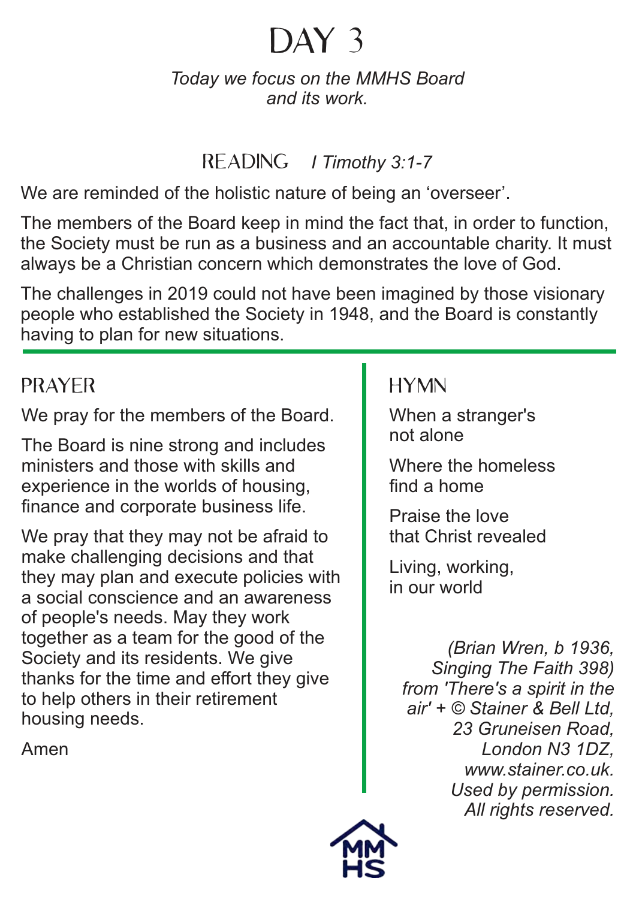# DAY 3

*Today we focus on the MMHS Board and its work.*

## READING *I Timothy 3:1-7*

We are reminded of the holistic nature of being an 'overseer'.

The members of the Board keep in mind the fact that, in order to function, the Society must be run as a business and an accountable charity. It must always be a Christian concern which demonstrates the love of God.

The challenges in 2019 could not have imagined by those visionary people who established the Society in 1948, and the Board is constantly having to plan for new situations.

## PRAYER

We pray for the members of the Board.

The Board is nine strong and includes ministers and those with skills and experience in the worlds of housing, finance and corporate business life.

We pray that they may not be afraid to make challenging decisions and that they may plan and execute policies with a social conscience and an awareness of people's needs. May they work together as a team for the good of the Society and its residents. We give thanks for the time and effort they give to help others in their retirement housing needs.

Amen

## HYMN

When a stranger's
not alone

Where the homeless
find a home

Praise the love
that Christ revealed

Living, working,
in our world

*(Brian Wren, b 1936, Singing The Faith 398) from 'There's a spirit in the air' + © Stainer & Bell Ltd, 23 Gruneisen Road, London N3 1DZ, www.stainer.co.uk. Used by permission. All rights reserved.*

MM HS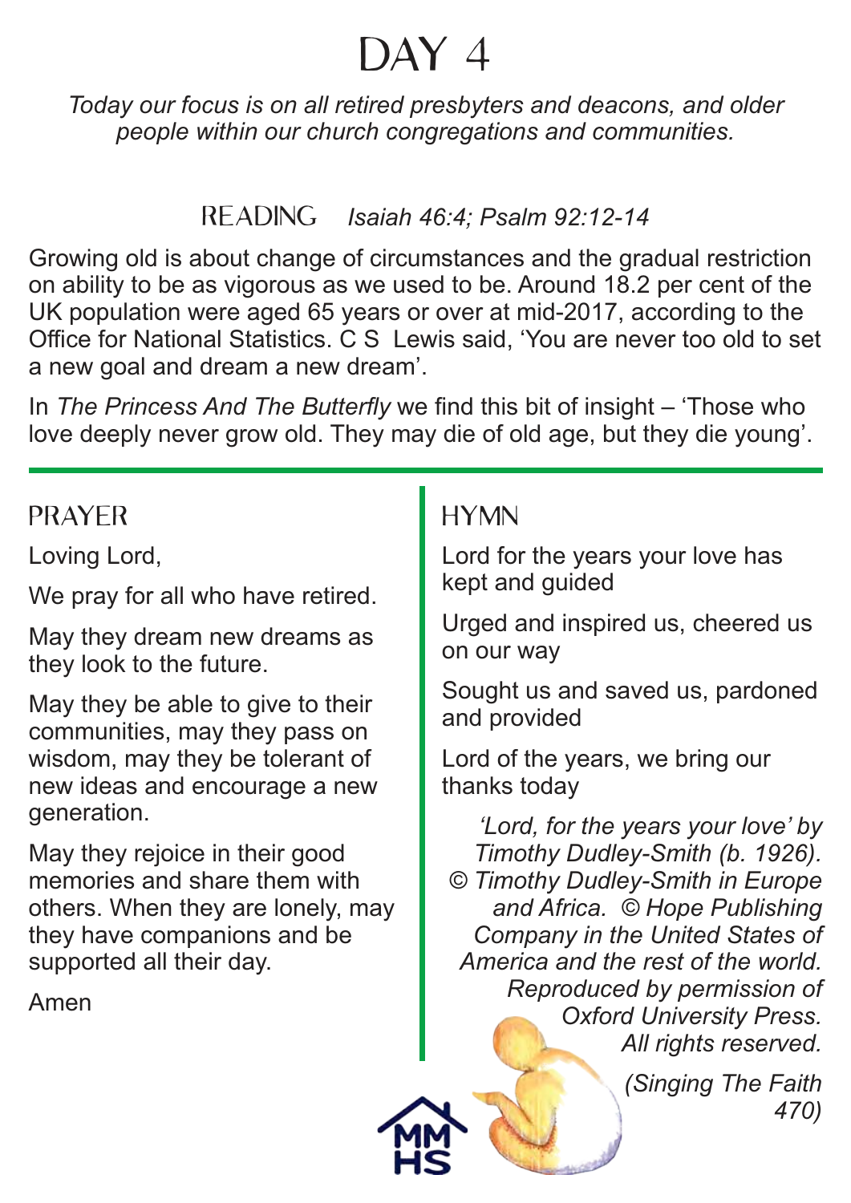# DAY 4

*Today our focus is on all retired presbyters and deacons, and older people within our church congregations and communities.*

## READING *Isaiah 46:4; Psalm 92:12-14*

Growing old is about change of circumstances and the gradual restriction on ability to be as vigorous as we used to be. Around 18.2 per cent of the UK population were aged 65 years or over at mid-2017, according to the Office for National Statistics. C S Lewis said, 'You are never too old to set a new goal and dream a new dream'.

In *The Princess And The Butterfly* we find this bit of insight – 'Those who love deeply never grow old. They may die of old age, but they die young'.

## PRAYER

Loving Lord,

We pray for all who have retired.

May they dream new dreams as they look to the future.

May they be able to give to their communities, may they pass on wisdom, may they be tolerant of new ideas and encourage a new generation.

May they rejoice in their good memories and share them with others. When they are lonely, may they have companions and be supported all their day.

Amen

## HYMN

Lord for the years your love has kept and guided

Urged and inspired us, cheered us on our way

Sought us and saved us, pardoned and provided

Lord of the years, we bring our thanks today

*'Lord, for the years your love' by Timothy Dudley-Smith (b. 1926). © Timothy Dudley-Smith in Europe and Africa. © Hope Publishing Company in the United States of America and the rest of the world. Reproduced by permission of Oxford University Press. All rights reserved.*

*(Singing The Faith 470)*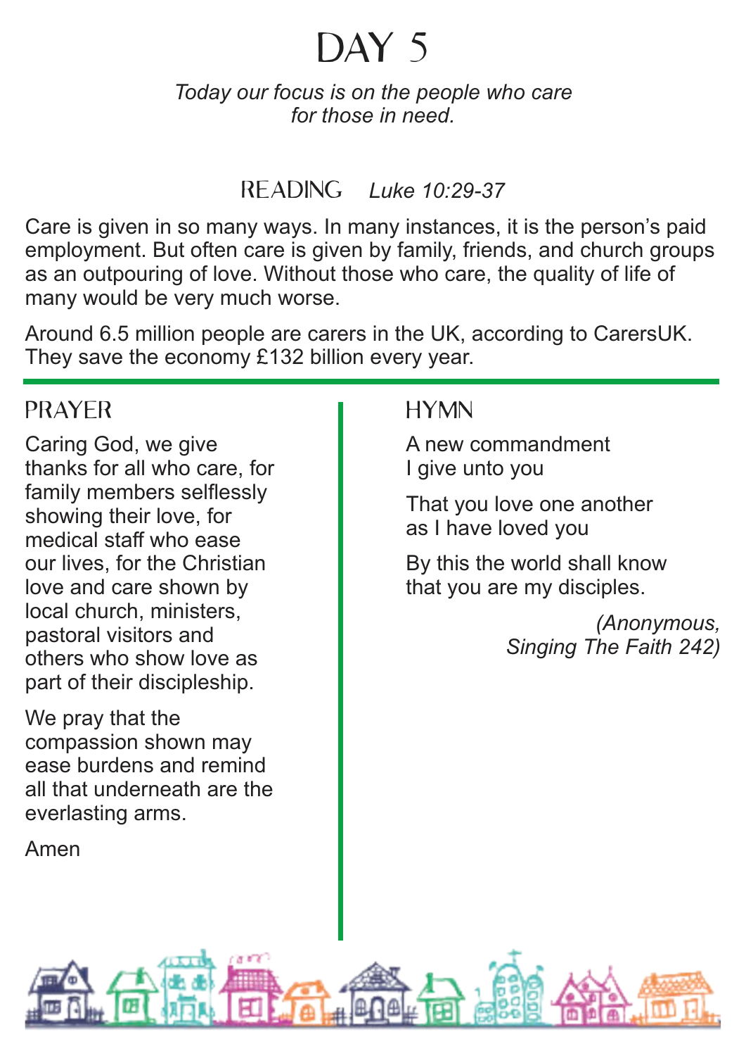# DAY 5

*Today our focus is on the people who care for those in need.*

## READING *Luke 10:29-37*

Care is given in so many ways. In many instances, it is the person's paid employment. But often care is given by family, friends, and church groups as an outpouring of love. Without those who care, the quality of life of many would be very much worse.

Around 6.5 million people are carers in the UK, according to CarersUK. They save the economy £132 billion every year.

## PRAYER

Caring God, we give thanks for all who care, for family members selflessly showing their love, for medical staff who ease our lives, for the Christian love and care shown by local church, ministers, pastoral visitors and others who show love as part of their discipleship.

We pray that the compassion shown may ease burdens and remind all that underneath are the everlasting arms.

Amen

## HYMN

A new commandment  
I give unto you

That you love one another  
as I have loved you

By this the world shall know  
that you are my disciples.

*(Anonymous, Singing The Faith 242)*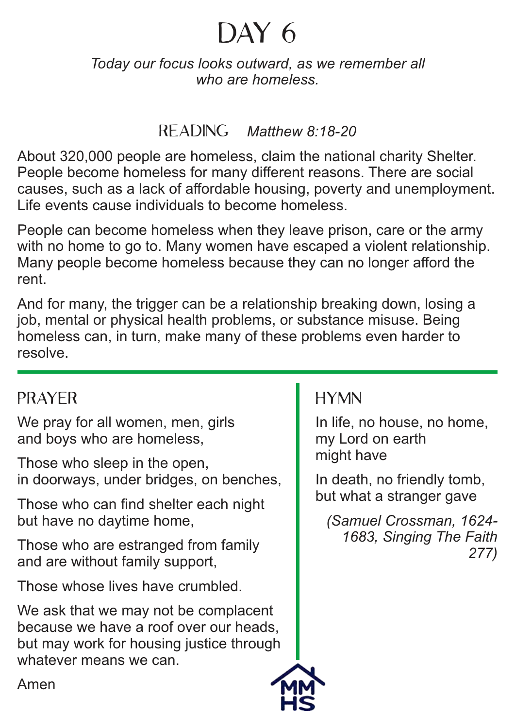# DAY 6

*Today our focus looks outward, as we remember all who are homeless.*

## READING *Matthew 8:18-20*

About 320,000 people are homeless, claim the national charity Shelter. People become homeless for many different reasons. There are social causes, such as a lack of affordable housing, poverty and unemployment. Life events cause individuals to become homeless.

People can become homeless when they leave prison, care or the army with no home to go to. Many women have escaped a violent relationship. Many people become homeless because they can no longer afford the rent.

And for many, the trigger can be a relationship breaking down, losing a job, mental or physical health problems, or substance misuse. Being homeless can, in turn, make many of these problems even harder to resolve.

## PRAYER

We pray for all women, men, girls and boys who are homeless,

Those who sleep in the open, in doorways, under bridges, on benches,

Those who can find shelter each night but have no daytime home,

Those who are estranged from family and are without family support,

Those whose lives have crumbled.

We ask that we may not be complacent because we have a roof over our heads, but may work for housing justice through whatever means we can.

Amen

## HYMN

In life, no house, no home, my Lord on earth might have

In death, no friendly tomb, but what a stranger gave

*(Samuel Crossman, 1624-1683, Singing The Faith 277)*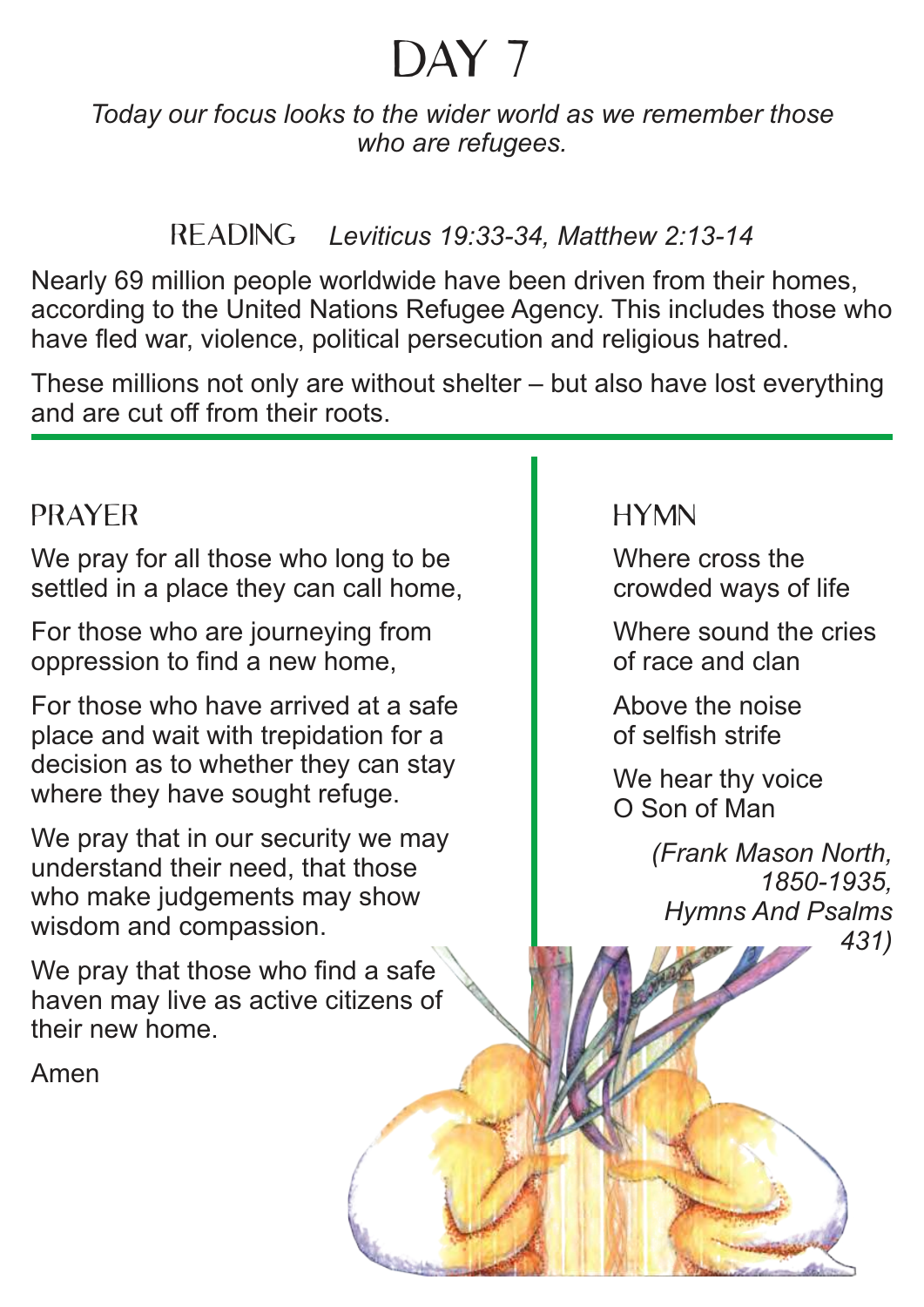# DAY 7

*Today our focus looks to the wider world as we remember those who are refugees.*

## READING *Leviticus 19:33-34, Matthew 2:13-14*

Nearly 69 million people worldwide have been driven from their homes, according to the United Nations Refugee Agency. This includes those who have fled war, violence, political persecution and religious hatred.

These millions not only are without shelter – but also have lost everything and are cut off from their roots.

## PRAYER

We pray for all those who long to be settled in a place they can call home,

For those who are journeying from oppression to find a new home,

For those who have arrived at a safe place and wait with trepidation for a decision as to whether they can stay where they have sought refuge.

We pray that in our security we may understand their need, that those who make judgements may show wisdom and compassion.

We pray that those who find a safe haven may live as active citizens of their new home.

Amen

## HYMN

Where cross the crowded ways of life

Where sound the cries of race and clan

Above the noise of selfish strife

We hear thy voice O Son of Man

*(Frank Mason North, 1850-1935, Hymns And Psalms 431)*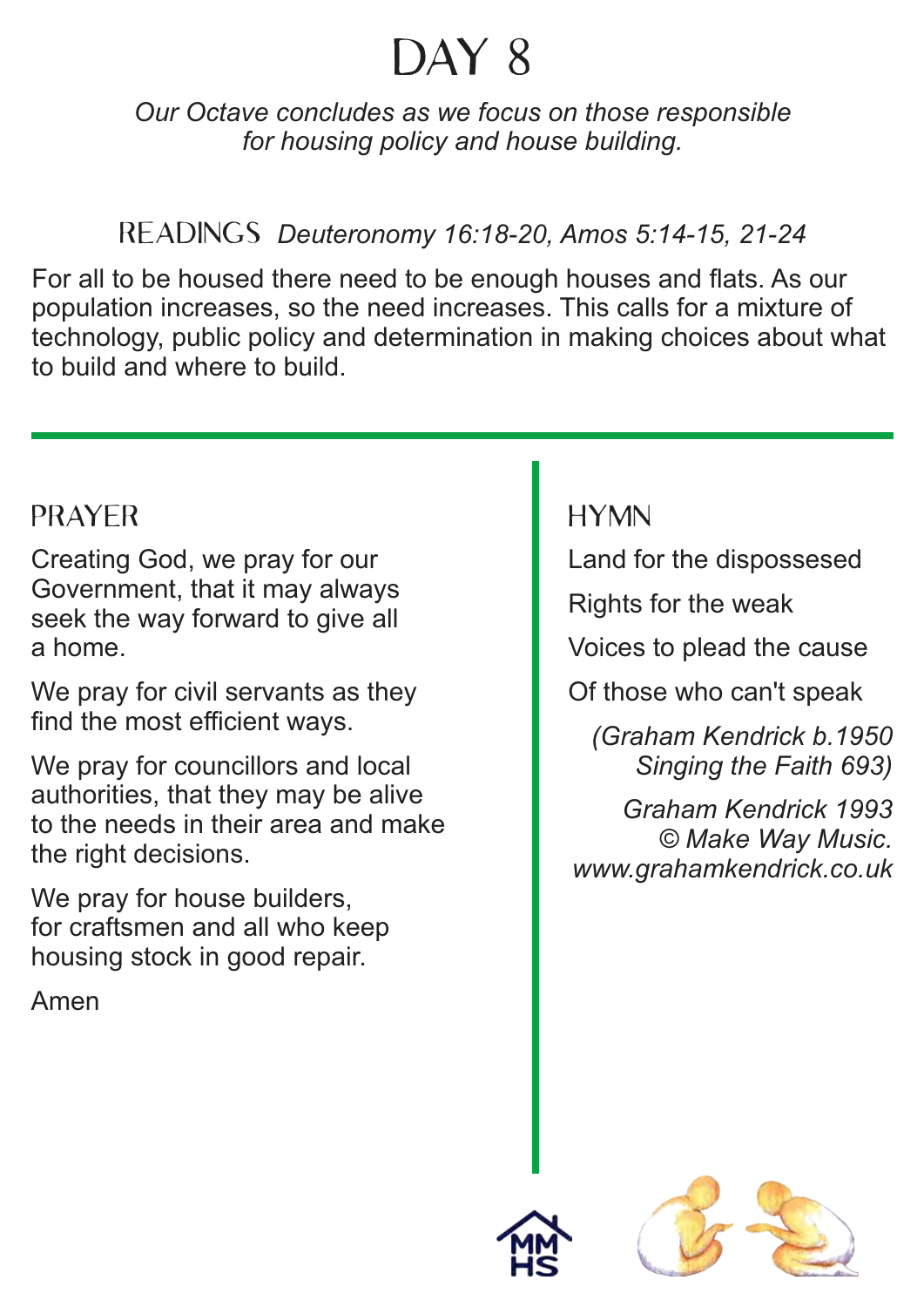# DAY 8

*Our Octave concludes as we focus on those responsible for housing policy and house building.*

## READINGS *Deuteronomy 16:18-20, Amos 5:14-15, 21-24*

For all to be housed there need to be enough houses and flats. As our population increases, so the need increases. This calls for a mixture of technology, public policy and determination in making choices about what to build and where to build.

## PRAYER

Creating God, we pray for our Government, that it may always seek the way forward to give all a home.

We pray for civil servants as they find the most efficient ways.

We pray for councillors and local authorities, that they may be alive to the needs in their area and make the right decisions.

We pray for house builders, for craftsmen and all who keep housing stock in good repair.

Amen

## HYMN

Land for the dispossesed

Rights for the weak

Voices to plead the cause

Of those who can't speak

*(Graham Kendrick b.1950 Singing the Faith 693)*

*Graham Kendrick 1993 © Make Way Music. www.grahamkendrick.co.uk*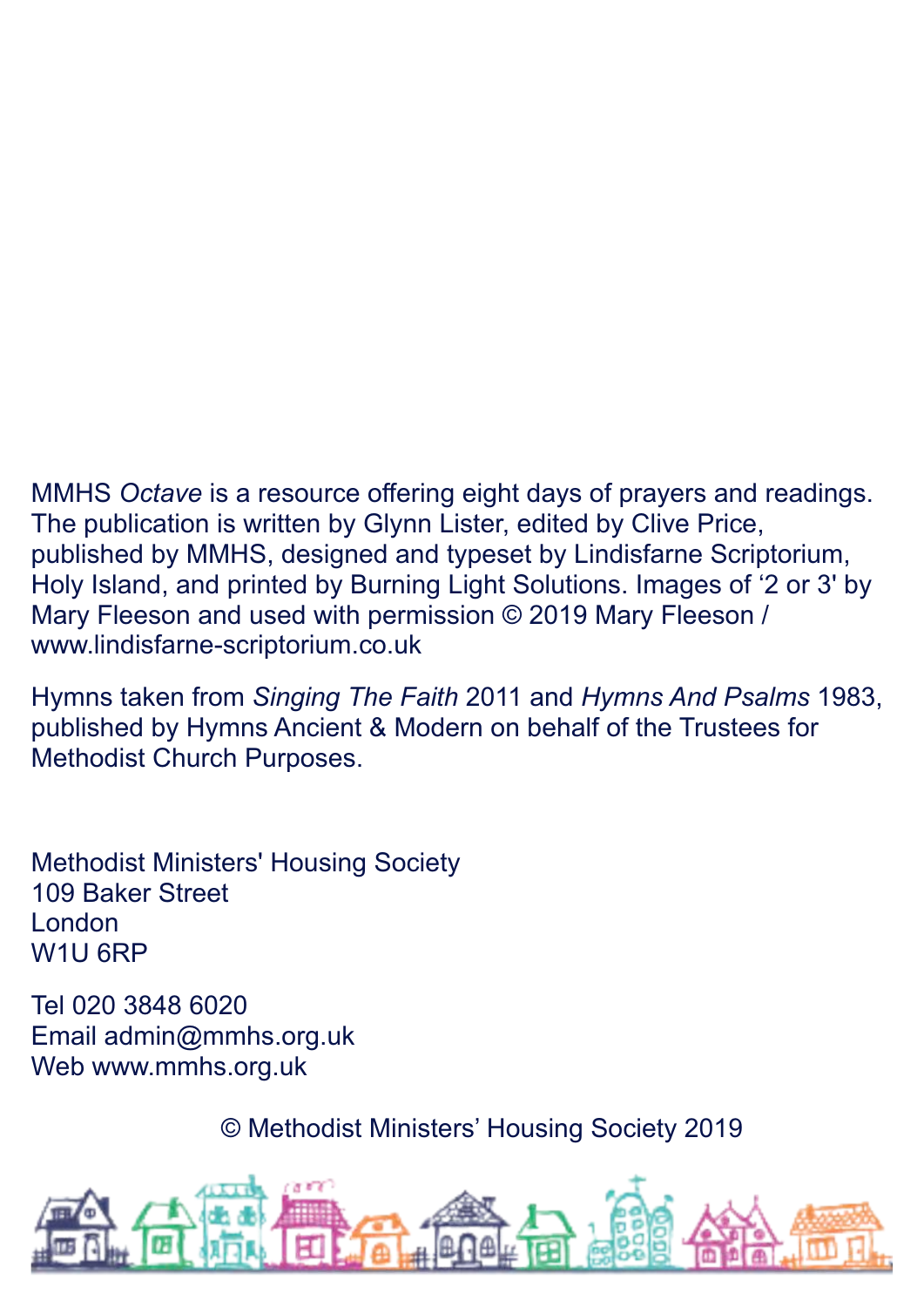MMHS *Octave* is a resource offering eight days of prayers and readings. The publication is written by Glynn Lister, edited by Clive Price, published by MMHS, designed and typeset by Lindisfarne Scriptorium, Holy Island, and printed by Burning Light Solutions. Images of ‘2 or 3' by Mary Fleeson and used with permission © 2019 Mary Fleeson / www.lindisfarne-scriptorium.co.uk

Hymns taken from *Singing The Faith* 2011 and *Hymns And Psalms* 1983, published by Hymns Ancient & Modern on behalf of the Trustees for Methodist Church Purposes.

Methodist Ministers' Housing Society
109 Baker Street
London
W1U 6RP

Tel 020 3848 6020
Email admin@mmhs.org.uk
Web www.mmhs.org.uk

© Methodist Ministers’ Housing Society 2019